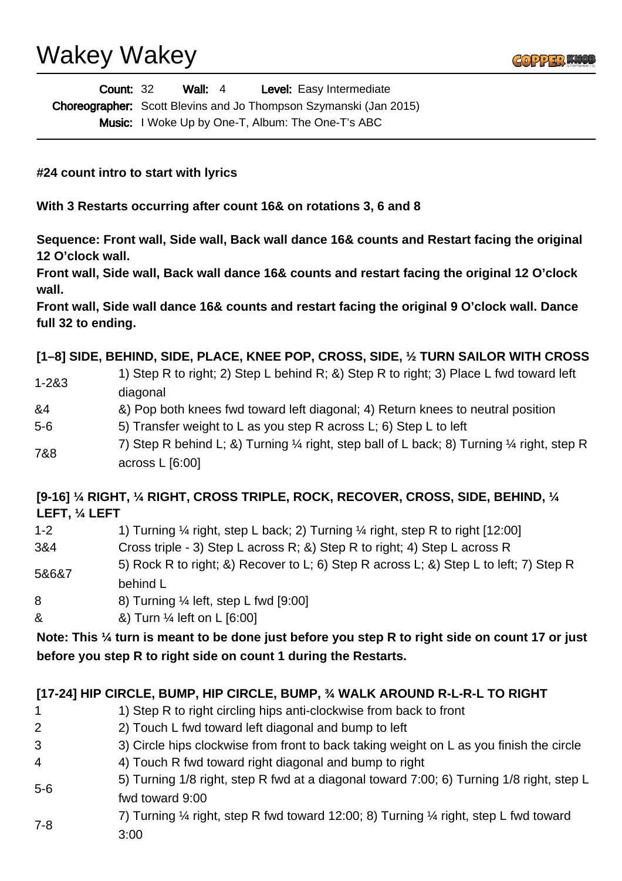# Wakey Wakey

**Count:** 32 **Wall:** 4 **Level:** Easy Intermediate
**Choreographer:** Scott Blevins and Jo Thompson Szymanski (Jan 2015)
**Music:** I Woke Up by One-T, Album: The One-T's ABC

**#24 count intro to start with lyrics**

**With 3 Restarts occurring after count 16& on rotations 3, 6 and 8**

**Sequence: Front wall, Side wall, Back wall dance 16& counts and Restart facing the original 12 O'clock wall.**
**Front wall, Side wall, Back wall dance 16& counts and restart facing the original 12 O'clock wall.**
**Front wall, Side wall dance 16& counts and restart facing the original 9 O'clock wall. Dance full 32 to ending.**

**[1–8] SIDE, BEHIND, SIDE, PLACE, KNEE POP, CROSS, SIDE, ½ TURN SAILOR WITH CROSS**

| | |
|---|---|
| 1-2&3 | 1) Step R to right; 2) Step L behind R; &) Step R to right; 3) Place L fwd toward left diagonal |
| &4 | &) Pop both knees fwd toward left diagonal; 4) Return knees to neutral position |
| 5-6 | 5) Transfer weight to L as you step R across L; 6) Step L to left |
| 7&8 | 7) Step R behind L; &) Turning ¼ right, step ball of L back; 8) Turning ¼ right, step R across L [6:00] |

**[9-16] ¼ RIGHT, ¼ RIGHT, CROSS TRIPLE, ROCK, RECOVER, CROSS, SIDE, BEHIND, ¼ LEFT, ¼ LEFT**

| | |
|---|---|
| 1-2 | 1) Turning ¼ right, step L back; 2) Turning ¼ right, step R to right [12:00] |
| 3&4 | Cross triple - 3) Step L across R; &) Step R to right; 4) Step L across R |
| 5&6&7 | 5) Rock R to right; &) Recover to L; 6) Step R across L; &) Step L to left; 7) Step R behind L |
| 8 | 8) Turning ¼ left, step L fwd [9:00] |
| & | &) Turn ¼ left on L [6:00] |

**Note: This ¼ turn is meant to be done just before you step R to right side on count 17 or just before you step R to right side on count 1 during the Restarts.**

**[17-24] HIP CIRCLE, BUMP, HIP CIRCLE, BUMP, ¾ WALK AROUND R-L-R-L TO RIGHT**

| | |
|---|---|
| 1 | 1) Step R to right circling hips anti-clockwise from back to front |
| 2 | 2) Touch L fwd toward left diagonal and bump to left |
| 3 | 3) Circle hips clockwise from front to back taking weight on L as you finish the circle |
| 4 | 4) Touch R fwd toward right diagonal and bump to right |
| 5-6 | 5) Turning 1/8 right, step R fwd at a diagonal toward 7:00; 6) Turning 1/8 right, step L fwd toward 9:00 |
| 7-8 | 7) Turning ¼ right, step R fwd toward 12:00; 8) Turning ¼ right, step L fwd toward 3:00 |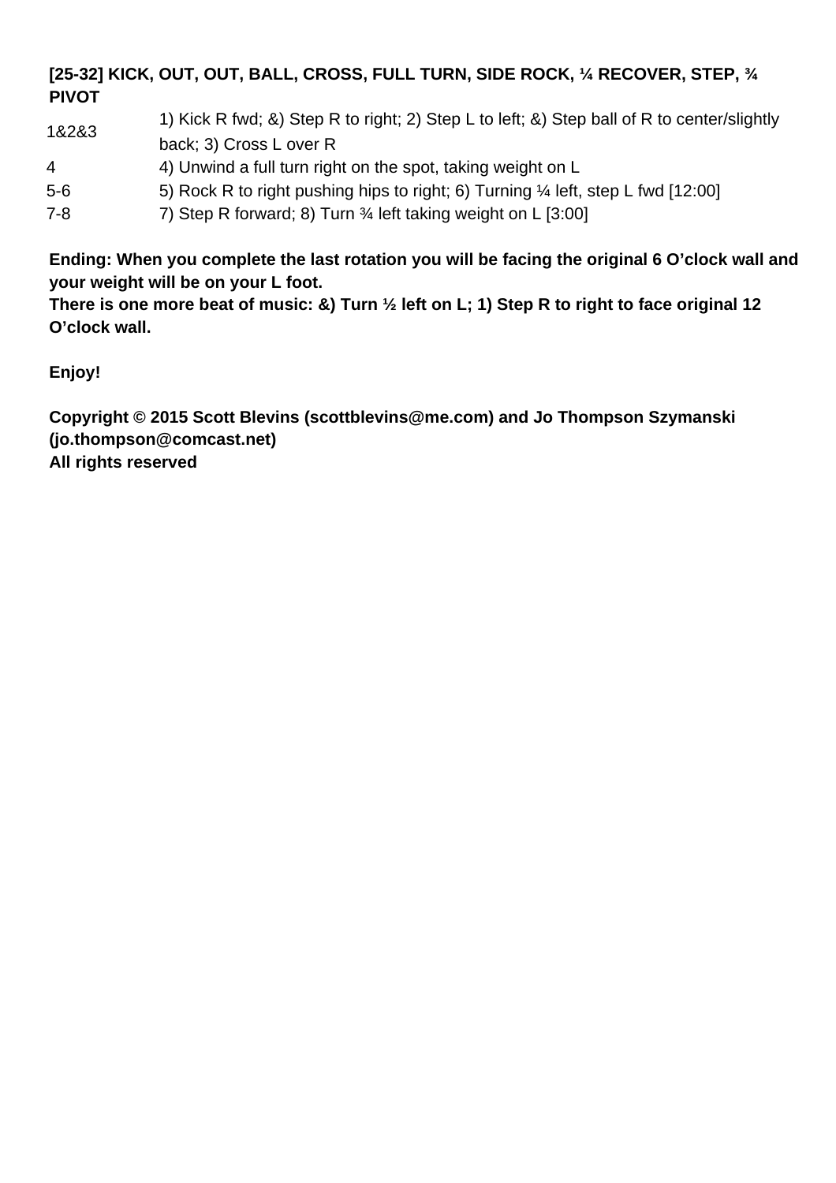**[25-32] KICK, OUT, OUT, BALL, CROSS, FULL TURN, SIDE ROCK, ¼ RECOVER, STEP, ¾ PIVOT**

| | |
|---|---|
| 1&2&3 | 1) Kick R fwd; &) Step R to right; 2) Step L to left; &) Step ball of R to center/slightly back; 3) Cross L over R |
| 4 | 4) Unwind a full turn right on the spot, taking weight on L |
| 5-6 | 5) Rock R to right pushing hips to right; 6) Turning ¼ left, step L fwd [12:00] |
| 7-8 | 7) Step R forward; 8) Turn ¾ left taking weight on L [3:00] |

**Ending: When you complete the last rotation you will be facing the original 6 O'clock wall and your weight will be on your L foot.**
**There is one more beat of music: &) Turn ½ left on L; 1) Step R to right to face original 12 O'clock wall.**

**Enjoy!**

**Copyright © 2015 Scott Blevins (scottblevins@me.com) and Jo Thompson Szymanski (jo.thompson@comcast.net)**
**All rights reserved**